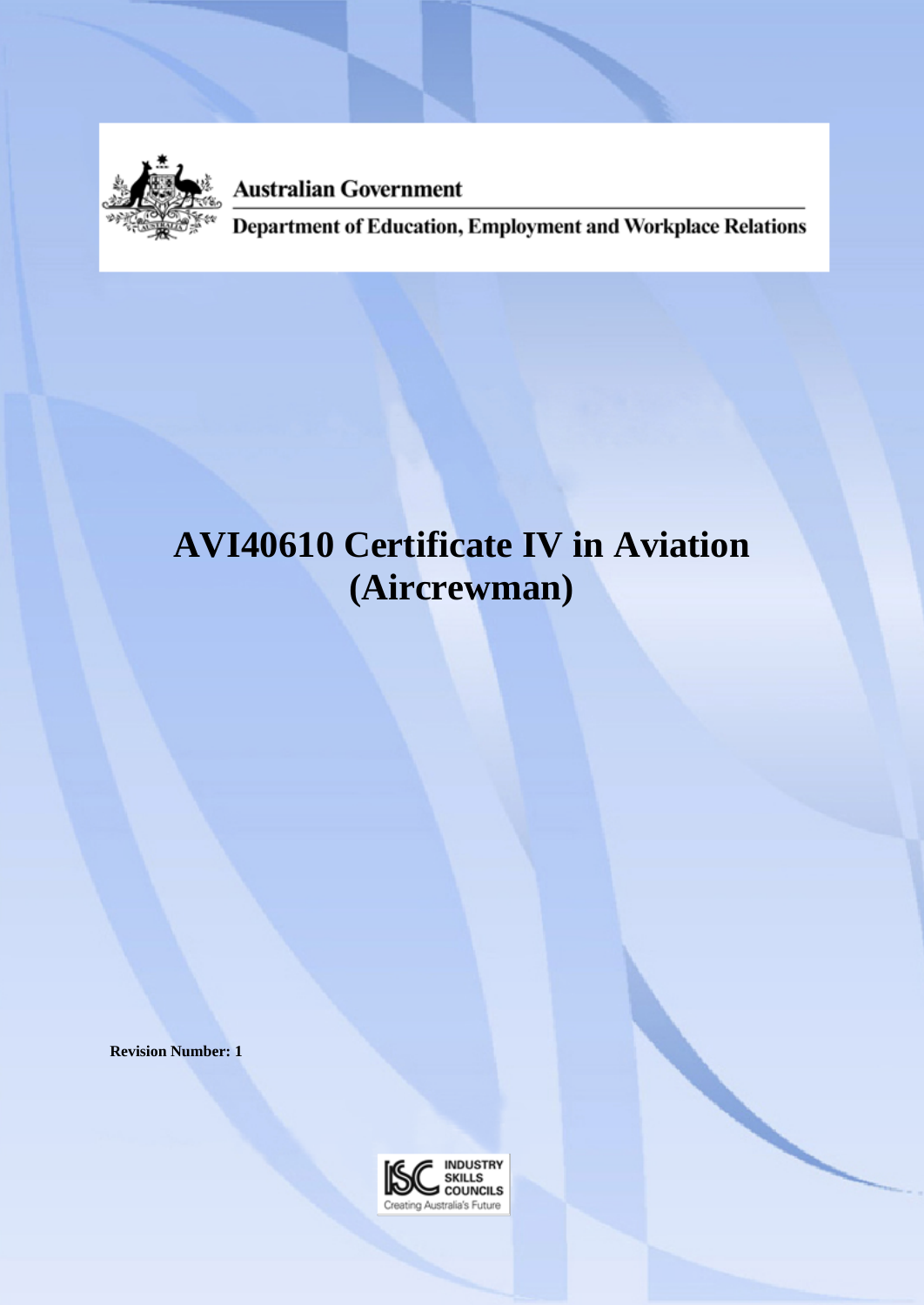Australian Government

Department of Education, Employment and Workplace Relations

# AVI40610 Certificate IV in Aviation (Aircrewman)

**Revision Number: 1**

INDUSTRY SKILLS COUNCILS
Creating Australia's Future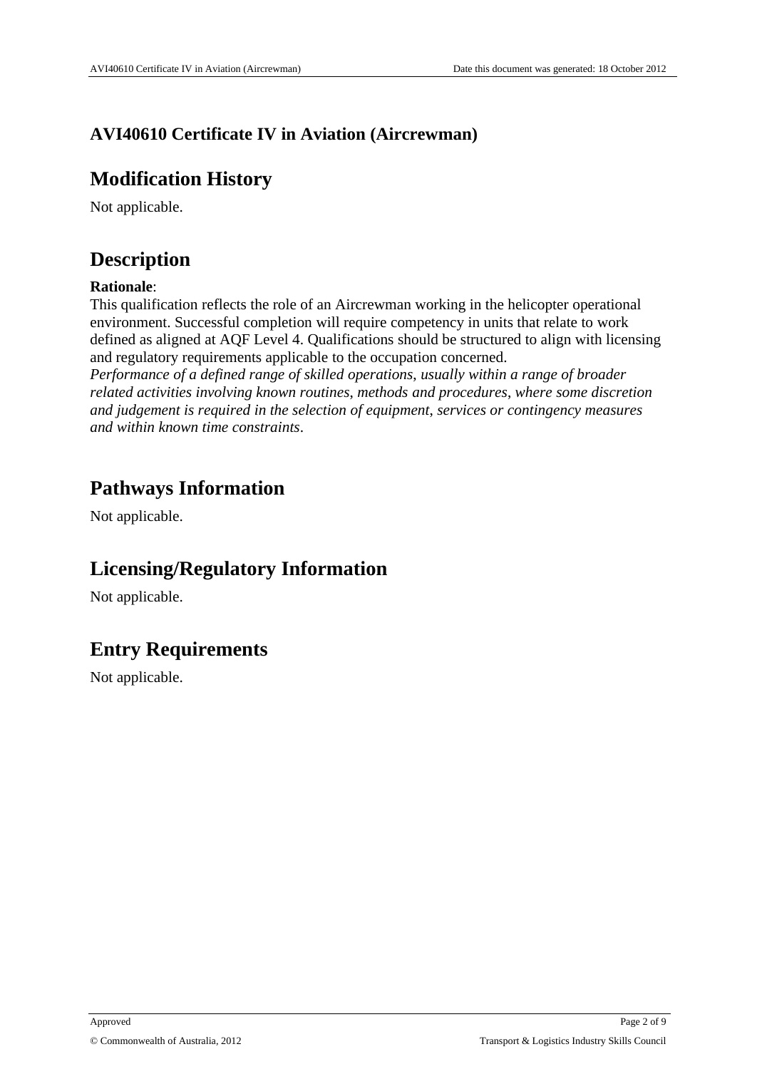# AVI40610 Certificate IV in Aviation (Aircrewman)

## Modification History

Not applicable.

## Description

**Rationale**:

This qualification reflects the role of an Aircrewman working in the helicopter operational environment. Successful completion will require competency in units that relate to work defined as aligned at AQF Level 4. Qualifications should be structured to align with licensing and regulatory requirements applicable to the occupation concerned.

*Performance of a defined range of skilled operations, usually within a range of broader related activities involving known routines, methods and procedures, where some discretion and judgement is required in the selection of equipment, services or contingency measures and within known time constraints*.

## Pathways Information

Not applicable.

## Licensing/Regulatory Information

Not applicable.

## Entry Requirements

Not applicable.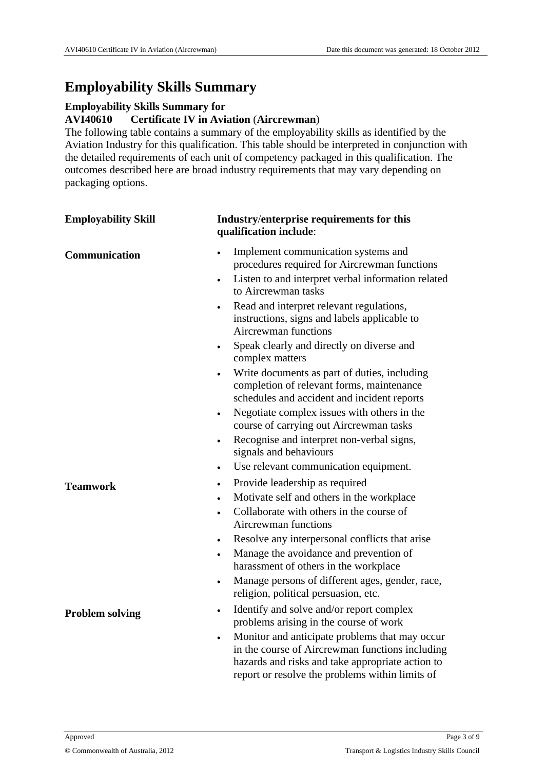# Employability Skills Summary

**Employability Skills Summary for**
**AVI40610 Certificate IV in Aviation (Aircrewman)**

The following table contains a summary of the employability skills as identified by the Aviation Industry for this qualification. This table should be interpreted in conjunction with the detailed requirements of each unit of competency packaged in this qualification. The outcomes described here are broad industry requirements that may vary depending on packaging options.

| Employability Skill | Industry/enterprise requirements for this qualification include: |
| --- | --- |
| **Communication** | • Implement communication systems and procedures required for Aircrewman functions<br>• Listen to and interpret verbal information related to Aircrewman tasks<br>• Read and interpret relevant regulations, instructions, signs and labels applicable to Aircrewman functions<br>• Speak clearly and directly on diverse and complex matters<br>• Write documents as part of duties, including completion of relevant forms, maintenance schedules and accident and incident reports<br>• Negotiate complex issues with others in the course of carrying out Aircrewman tasks<br>• Recognise and interpret non-verbal signs, signals and behaviours<br>• Use relevant communication equipment. |
| **Teamwork** | • Provide leadership as required<br>• Motivate self and others in the workplace<br>• Collaborate with others in the course of Aircrewman functions<br>• Resolve any interpersonal conflicts that arise<br>• Manage the avoidance and prevention of harassment of others in the workplace<br>• Manage persons of different ages, gender, race, religion, political persuasion, etc. |
| **Problem solving** | • Identify and solve and/or report complex problems arising in the course of work<br>• Monitor and anticipate problems that may occur in the course of Aircrewman functions including hazards and risks and take appropriate action to report or resolve the problems within limits of |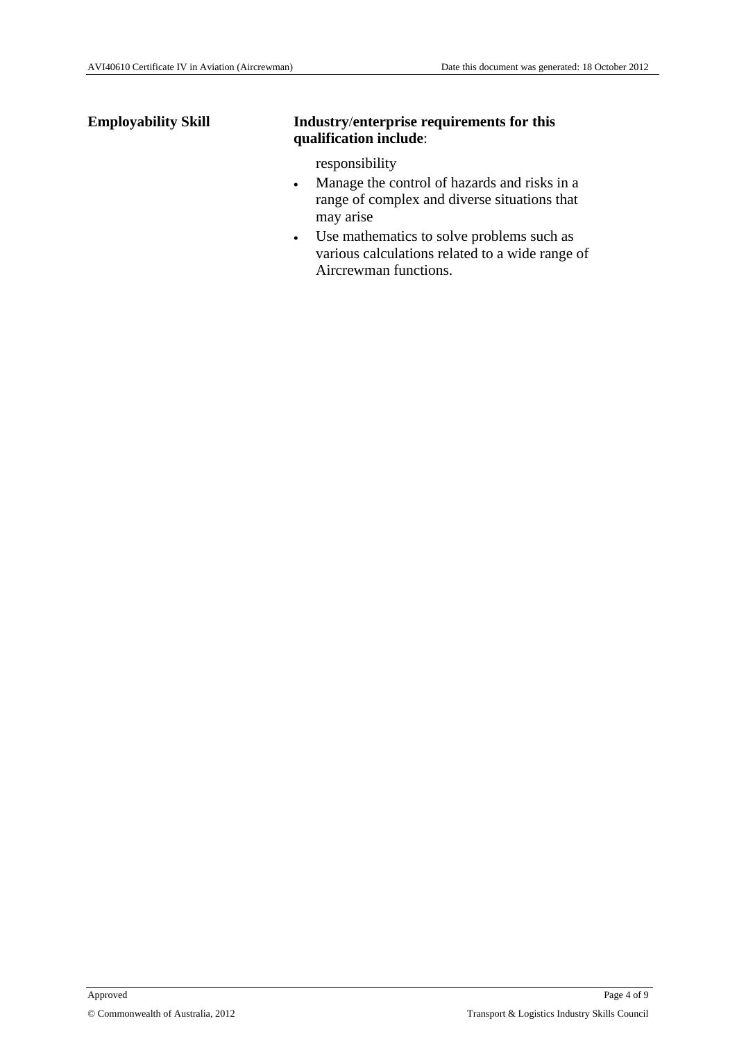| Employability Skill | Industry/enterprise requirements for this qualification include: |
| --- | --- |
| | responsibility<br>• Manage the control of hazards and risks in a range of complex and diverse situations that may arise<br>• Use mathematics to solve problems such as various calculations related to a wide range of Aircrewman functions. |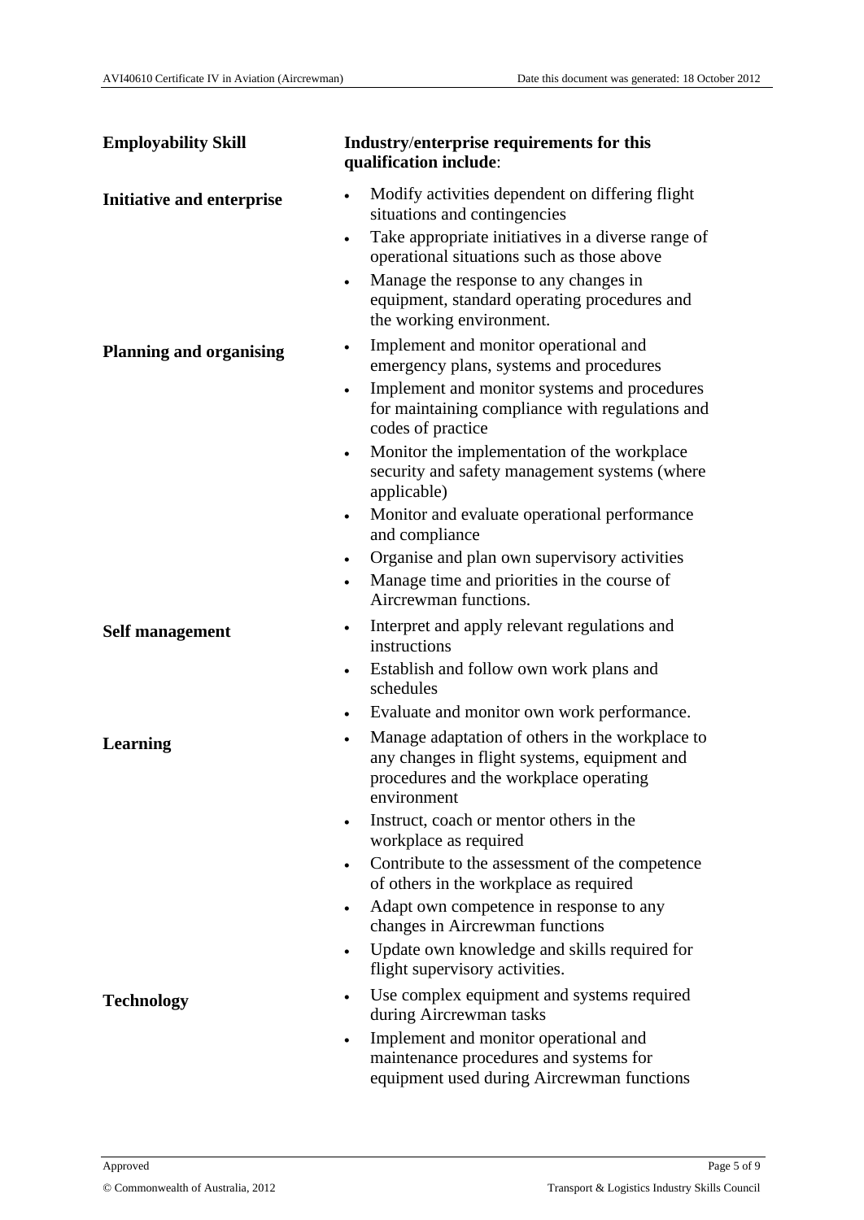| Employability Skill | Industry/enterprise requirements for this qualification include: |
|---|---|
| **Initiative and enterprise** | • Modify activities dependent on differing flight situations and contingencies<br>• Take appropriate initiatives in a diverse range of operational situations such as those above<br>• Manage the response to any changes in equipment, standard operating procedures and the working environment. |
| **Planning and organising** | • Implement and monitor operational and emergency plans, systems and procedures<br>• Implement and monitor systems and procedures for maintaining compliance with regulations and codes of practice<br>• Monitor the implementation of the workplace security and safety management systems (where applicable)<br>• Monitor and evaluate operational performance and compliance<br>• Organise and plan own supervisory activities<br>• Manage time and priorities in the course of Aircrewman functions. |
| **Self management** | • Interpret and apply relevant regulations and instructions<br>• Establish and follow own work plans and schedules<br>• Evaluate and monitor own work performance. |
| **Learning** | • Manage adaptation of others in the workplace to any changes in flight systems, equipment and procedures and the workplace operating environment<br>• Instruct, coach or mentor others in the workplace as required<br>• Contribute to the assessment of the competence of others in the workplace as required<br>• Adapt own competence in response to any changes in Aircrewman functions<br>• Update own knowledge and skills required for flight supervisory activities. |
| **Technology** | • Use complex equipment and systems required during Aircrewman tasks<br>• Implement and monitor operational and maintenance procedures and systems for equipment used during Aircrewman functions |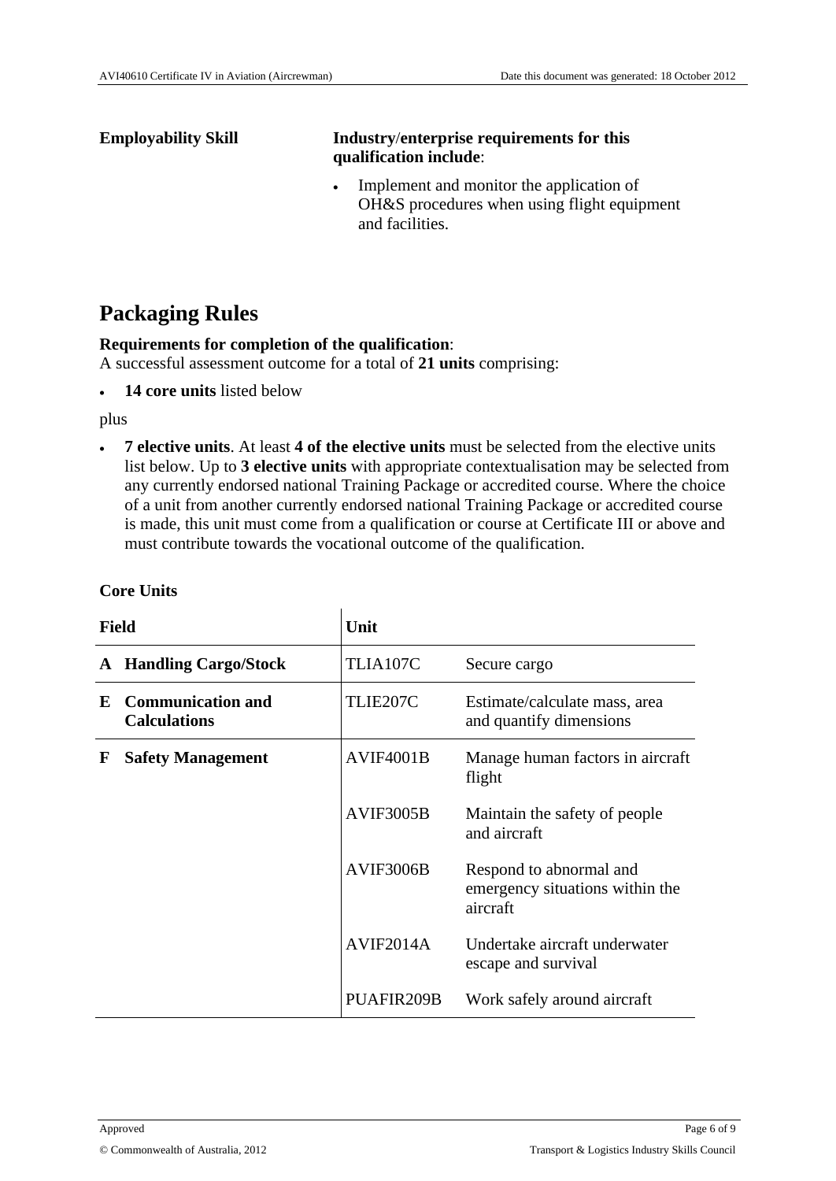| Employability Skill | Industry/enterprise requirements for this qualification include: |
| --- | --- |
| | • Implement and monitor the application of OH&S procedures when using flight equipment and facilities. |

# Packaging Rules

**Requirements for completion of the qualification**:
A successful assessment outcome for a total of **21 units** comprising:

- **14 core units** listed below

plus

- **7 elective units**. At least **4 of the elective units** must be selected from the elective units list below. Up to **3 elective units** with appropriate contextualisation may be selected from any currently endorsed national Training Package or accredited course. Where the choice of a unit from another currently endorsed national Training Package or accredited course is made, this unit must come from a qualification or course at Certificate III or above and must contribute towards the vocational outcome of the qualification.

**Core Units**

| Field | | Unit | |
| --- | --- | --- | --- |
| A | Handling Cargo/Stock | TLIA107C | Secure cargo |
| E | Communication and Calculations | TLIE207C | Estimate/calculate mass, area and quantify dimensions |
| F | Safety Management | AVIF4001B | Manage human factors in aircraft flight |
| | | AVIF3005B | Maintain the safety of people and aircraft |
| | | AVIF3006B | Respond to abnormal and emergency situations within the aircraft |
| | | AVIF2014A | Undertake aircraft underwater escape and survival |
| | | PUAFIR209B | Work safely around aircraft |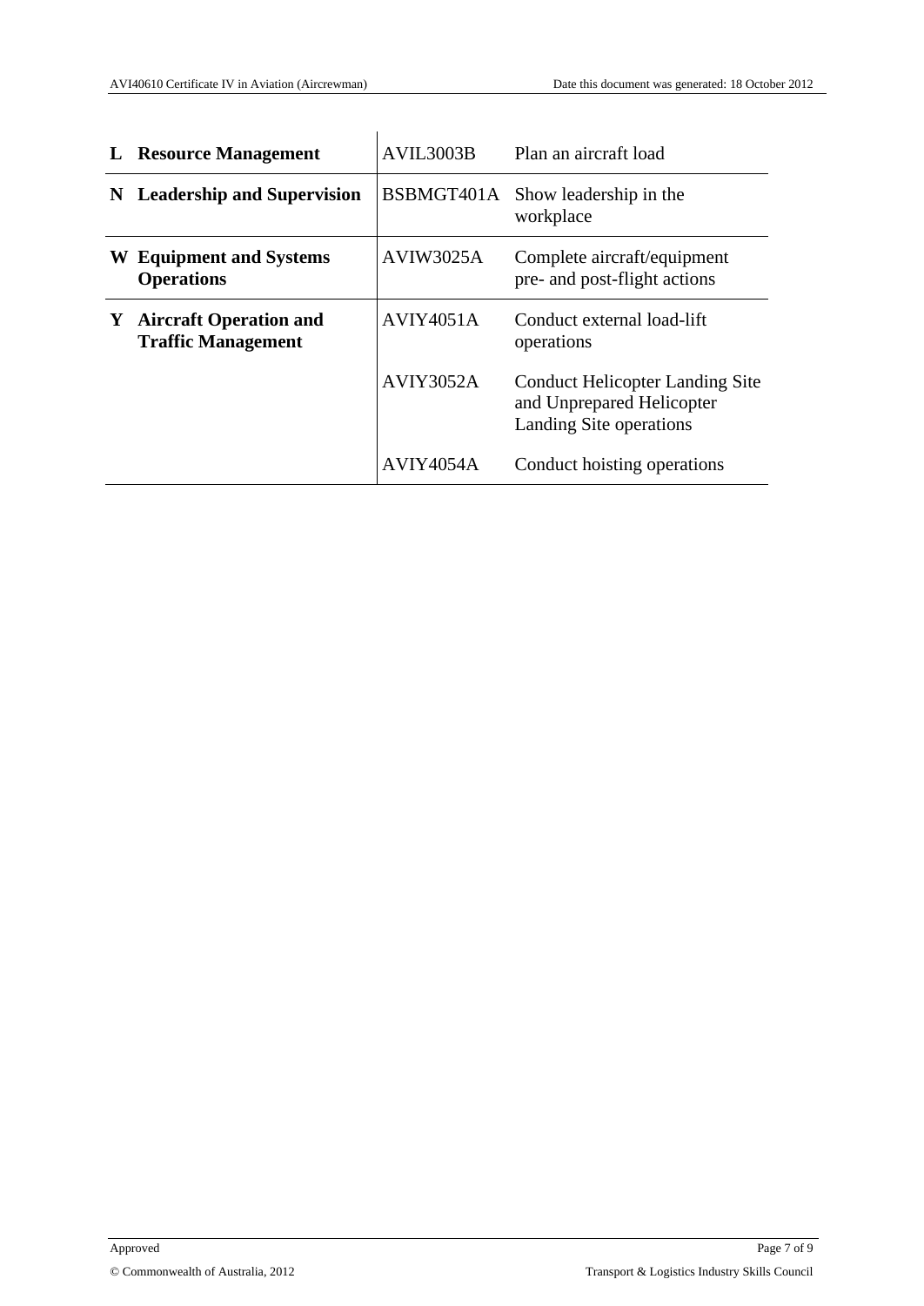| | | |
|---|---|---|
| **L Resource Management** | AVIL3003B | Plan an aircraft load |
| **N Leadership and Supervision** | BSBMGT401A | Show leadership in the workplace |
| **W Equipment and Systems Operations** | AVIW3025A | Complete aircraft/equipment pre- and post-flight actions |
| **Y Aircraft Operation and Traffic Management** | AVIY4051A | Conduct external load-lift operations |
| | AVIY3052A | Conduct Helicopter Landing Site and Unprepared Helicopter Landing Site operations |
| | AVIY4054A | Conduct hoisting operations |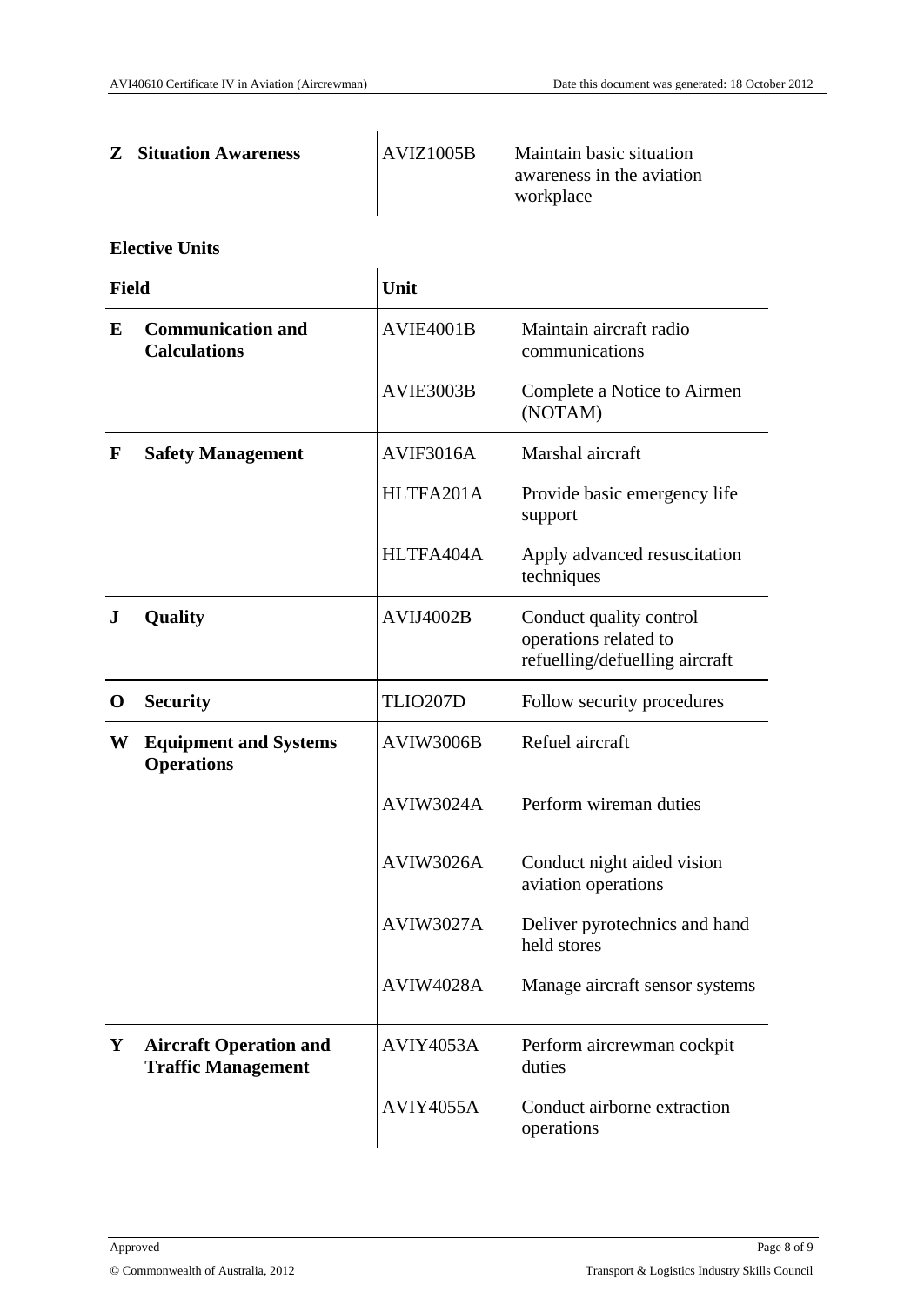| | | | |
|---|---|---|---|
| **Z** | **Situation Awareness** | AVIZ1005B | Maintain basic situation awareness in the aviation workplace |

**Elective Units**

| Field | | Unit | |
|---|---|---|---|
| **E** | **Communication and Calculations** | AVIE4001B | Maintain aircraft radio communications |
| | | AVIE3003B | Complete a Notice to Airmen (NOTAM) |
| **F** | **Safety Management** | AVIF3016A | Marshal aircraft |
| | | HLTFA201A | Provide basic emergency life support |
| | | HLTFA404A | Apply advanced resuscitation techniques |
| **J** | **Quality** | AVIJ4002B | Conduct quality control operations related to refuelling/defuelling aircraft |
| **O** | **Security** | TLIO207D | Follow security procedures |
| **W** | **Equipment and Systems Operations** | AVIW3006B | Refuel aircraft |
| | | AVIW3024A | Perform wireman duties |
| | | AVIW3026A | Conduct night aided vision aviation operations |
| | | AVIW3027A | Deliver pyrotechnics and hand held stores |
| | | AVIW4028A | Manage aircraft sensor systems |
| **Y** | **Aircraft Operation and Traffic Management** | AVIY4053A | Perform aircrewman cockpit duties |
| | | AVIY4055A | Conduct airborne extraction operations |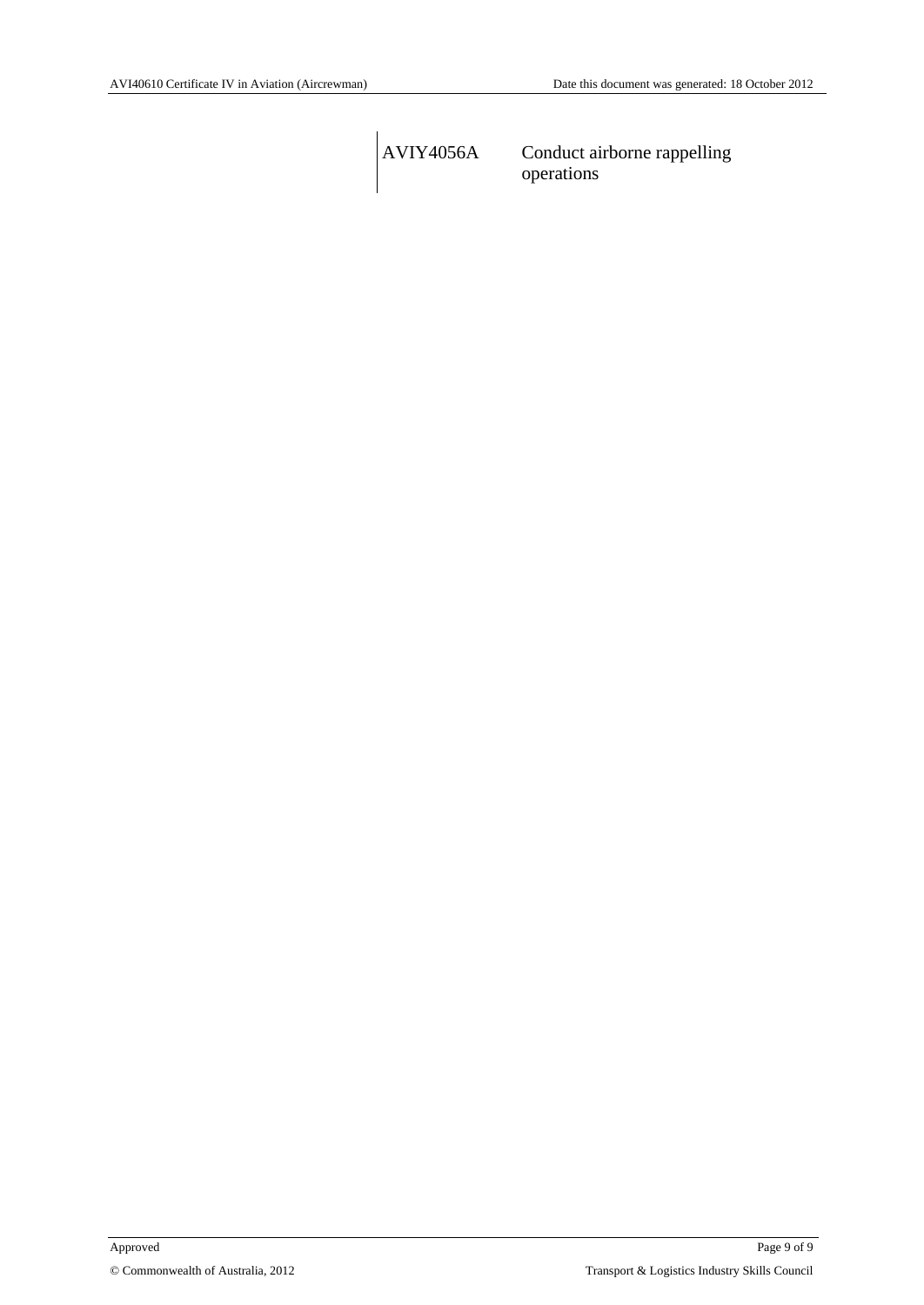| | |
|---|---|
| AVIY4056A | Conduct airborne rappelling operations |